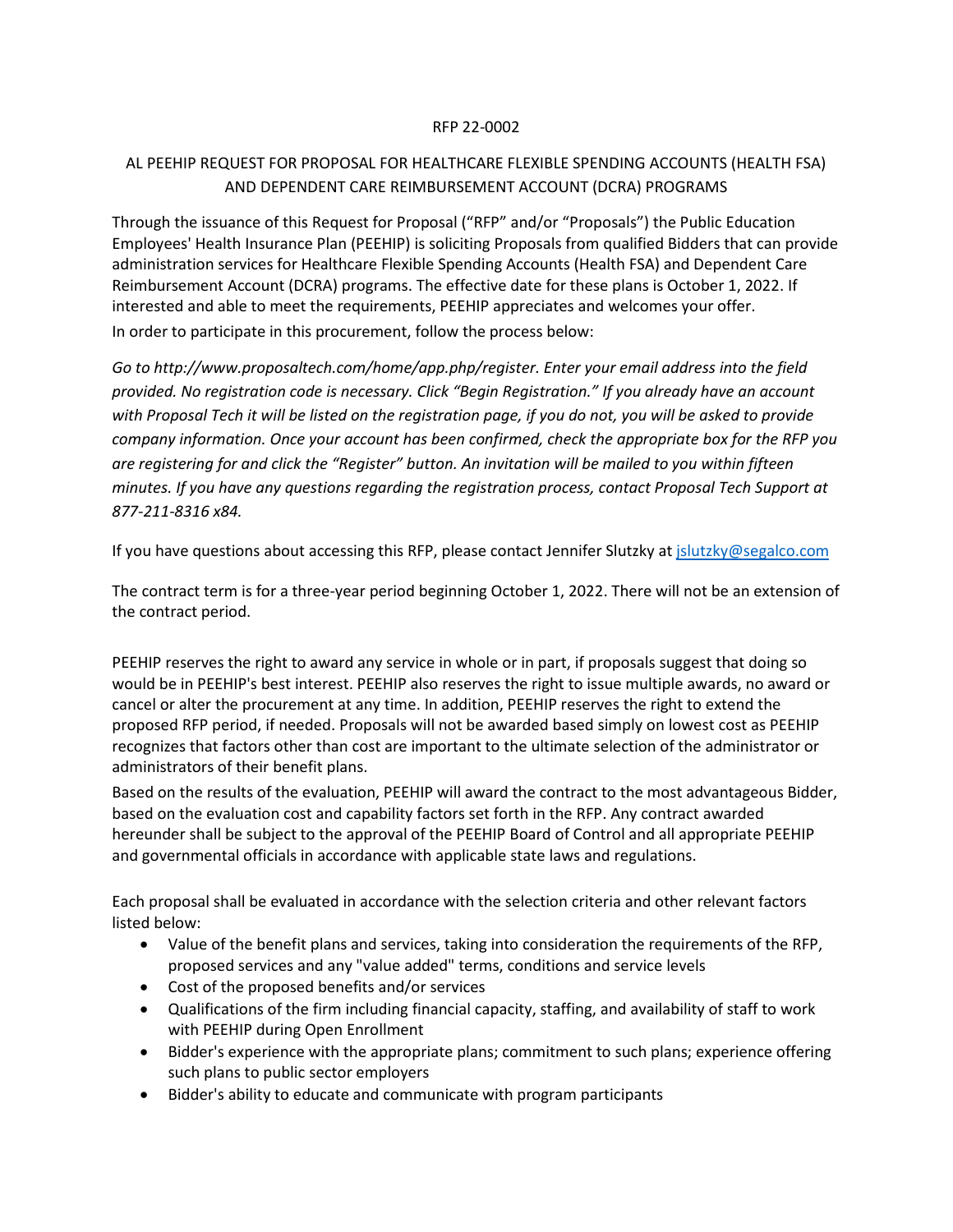RFP 22-0002

# AL PEEHIP REQUEST FOR PROPOSAL FOR HEALTHCARE FLEXIBLE SPENDING ACCOUNTS (HEALTH FSA) AND DEPENDENT CARE REIMBURSEMENT ACCOUNT (DCRA) PROGRAMS

Through the issuance of this Request for Proposal ("RFP" and/or "Proposals") the Public Education Employees' Health Insurance Plan (PEEHIP) is soliciting Proposals from qualified Bidders that can provide administration services for Healthcare Flexible Spending Accounts (Health FSA) and Dependent Care Reimbursement Account (DCRA) programs. The effective date for these plans is October 1, 2022. If interested and able to meet the requirements, PEEHIP appreciates and welcomes your offer.

In order to participate in this procurement, follow the process below:

*Go to http://www.proposaltech.com/home/app.php/register. Enter your email address into the field provided. No registration code is necessary. Click "Begin Registration." If you already have an account with Proposal Tech it will be listed on the registration page, if you do not, you will be asked to provide company information. Once your account has been confirmed, check the appropriate box for the RFP you are registering for and click the "Register" button. An invitation will be mailed to you within fifteen minutes. If you have any questions regarding the registration process, contact Proposal Tech Support at 877-211-8316 x84.*

If you have questions about accessing this RFP, please contact Jennifer Slutzky at jslutzky@segalco.com

The contract term is for a three-year period beginning October 1, 2022. There will not be an extension of the contract period.

PEEHIP reserves the right to award any service in whole or in part, if proposals suggest that doing so would be in PEEHIP's best interest. PEEHIP also reserves the right to issue multiple awards, no award or cancel or alter the procurement at any time. In addition, PEEHIP reserves the right to extend the proposed RFP period, if needed. Proposals will not be awarded based simply on lowest cost as PEEHIP recognizes that factors other than cost are important to the ultimate selection of the administrator or administrators of their benefit plans.

Based on the results of the evaluation, PEEHIP will award the contract to the most advantageous Bidder, based on the evaluation cost and capability factors set forth in the RFP. Any contract awarded hereunder shall be subject to the approval of the PEEHIP Board of Control and all appropriate PEEHIP and governmental officials in accordance with applicable state laws and regulations.

Each proposal shall be evaluated in accordance with the selection criteria and other relevant factors listed below:

- Value of the benefit plans and services, taking into consideration the requirements of the RFP, proposed services and any "value added" terms, conditions and service levels
- Cost of the proposed benefits and/or services
- Qualifications of the firm including financial capacity, staffing, and availability of staff to work with PEEHIP during Open Enrollment
- Bidder's experience with the appropriate plans; commitment to such plans; experience offering such plans to public sector employers
- Bidder's ability to educate and communicate with program participants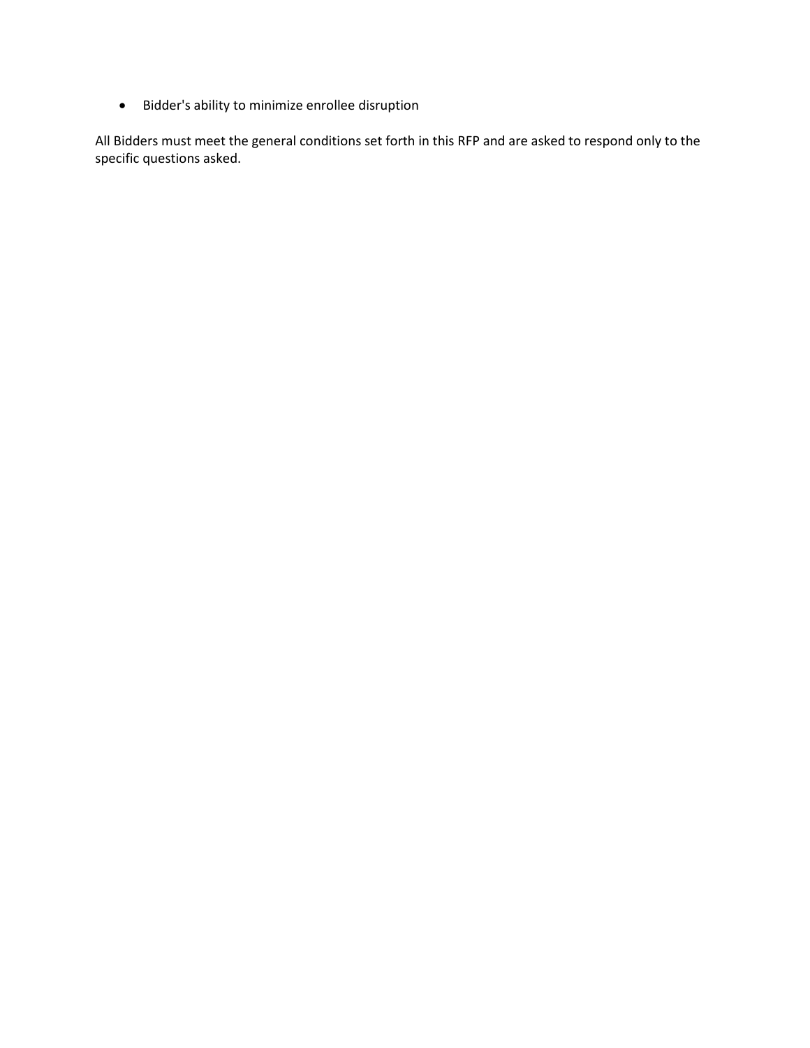- Bidder's ability to minimize enrollee disruption

All Bidders must meet the general conditions set forth in this RFP and are asked to respond only to the specific questions asked.